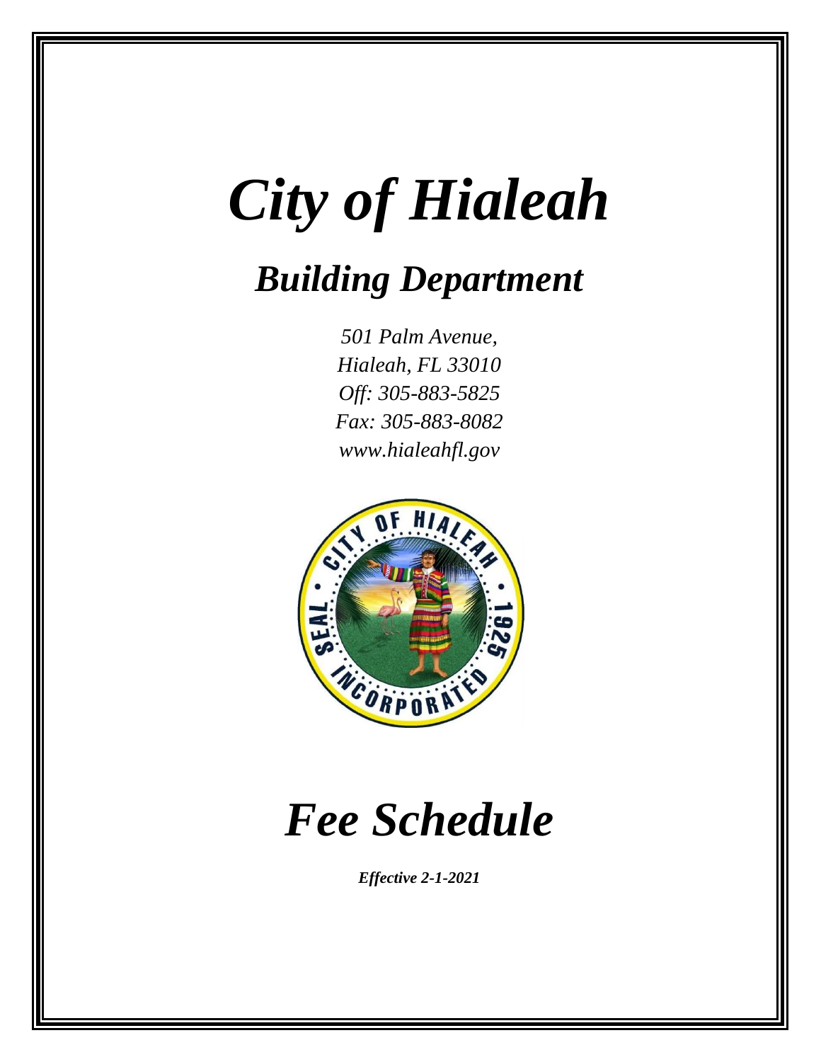# *City of Hialeah*

## *Building Department*

*501 Palm Avenue,*
*Hialeah, FL 33010*
*Off: 305-883-5825*
*Fax: 305-883-8082*
*www.hialeahfl.gov*

# *Fee Schedule*

***Effective 2-1-2021***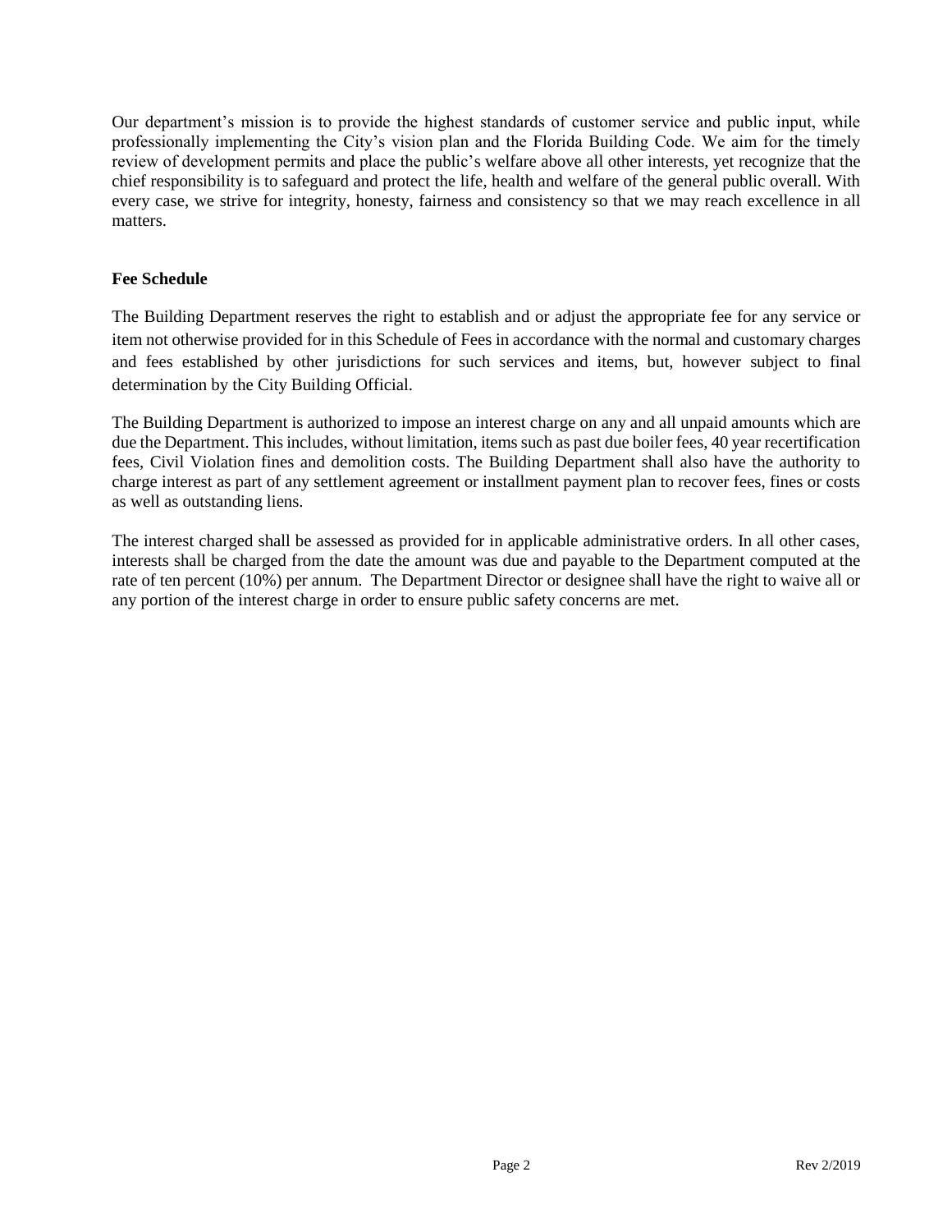Our department's mission is to provide the highest standards of customer service and public input, while professionally implementing the City's vision plan and the Florida Building Code. We aim for the timely review of development permits and place the public's welfare above all other interests, yet recognize that the chief responsibility is to safeguard and protect the life, health and welfare of the general public overall. With every case, we strive for integrity, honesty, fairness and consistency so that we may reach excellence in all matters.

**Fee Schedule**

The Building Department reserves the right to establish and or adjust the appropriate fee for any service or item not otherwise provided for in this Schedule of Fees in accordance with the normal and customary charges and fees established by other jurisdictions for such services and items, but, however subject to final determination by the City Building Official.

The Building Department is authorized to impose an interest charge on any and all unpaid amounts which are due the Department. This includes, without limitation, items such as past due boiler fees, 40 year recertification fees, Civil Violation fines and demolition costs. The Building Department shall also have the authority to charge interest as part of any settlement agreement or installment payment plan to recover fees, fines or costs as well as outstanding liens.

The interest charged shall be assessed as provided for in applicable administrative orders. In all other cases, interests shall be charged from the date the amount was due and payable to the Department computed at the rate of ten percent (10%) per annum. The Department Director or designee shall have the right to waive all or any portion of the interest charge in order to ensure public safety concerns are met.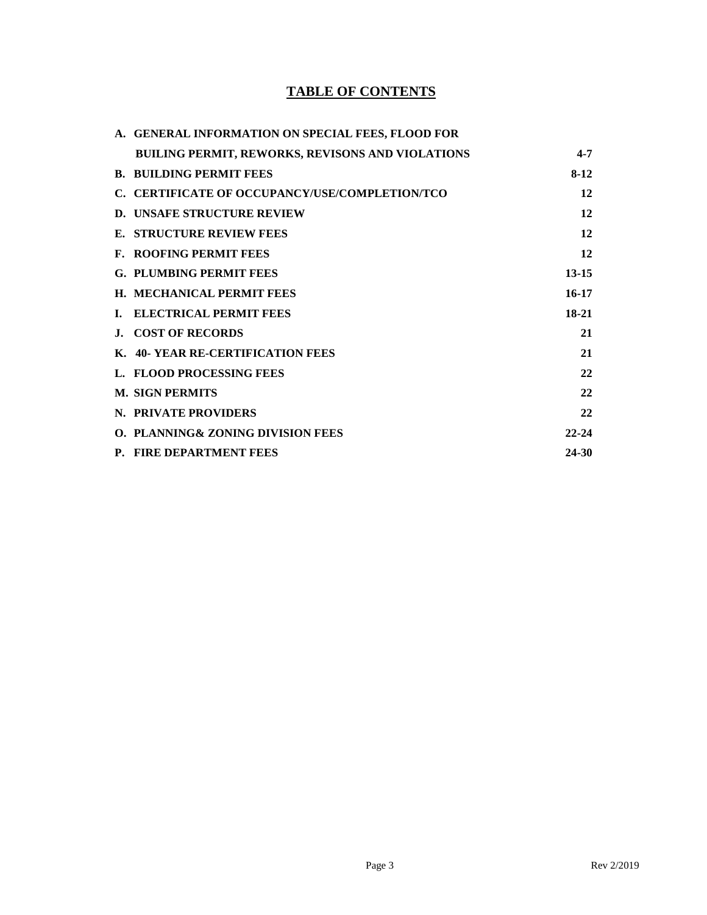# TABLE OF CONTENTS

| | |
|---|---|
| **A. GENERAL INFORMATION ON SPECIAL FEES, FLOOD FOR BUILING PERMIT, REWORKS, REVISONS AND VIOLATIONS** | **4-7** |
| **B. BUILDING PERMIT FEES** | **8-12** |
| **C. CERTIFICATE OF OCCUPANCY/USE/COMPLETION/TCO** | **12** |
| **D. UNSAFE STRUCTURE REVIEW** | **12** |
| **E. STRUCTURE REVIEW FEES** | **12** |
| **F. ROOFING PERMIT FEES** | **12** |
| **G. PLUMBING PERMIT FEES** | **13-15** |
| **H. MECHANICAL PERMIT FEES** | **16-17** |
| **I. ELECTRICAL PERMIT FEES** | **18-21** |
| **J. COST OF RECORDS** | **21** |
| **K. 40- YEAR RE-CERTIFICATION FEES** | **21** |
| **L. FLOOD PROCESSING FEES** | **22** |
| **M. SIGN PERMITS** | **22** |
| **N. PRIVATE PROVIDERS** | **22** |
| **O. PLANNING& ZONING DIVISION FEES** | **22-24** |
| **P. FIRE DEPARTMENT FEES** | **24-30** |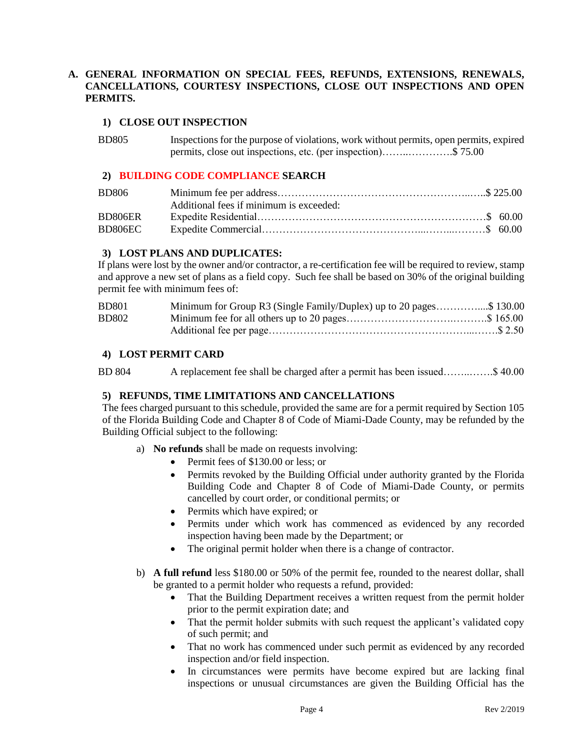## A. GENERAL INFORMATION ON SPECIAL FEES, REFUNDS, EXTENSIONS, RENEWALS, CANCELLATIONS, COURTESY INSPECTIONS, CLOSE OUT INSPECTIONS AND OPEN PERMITS.

### 1) CLOSE OUT INSPECTION

| | | |
|---|---|---|
| BD805 | Inspections for the purpose of violations, work without permits, open permits, expired permits, close out inspections, etc. (per inspection) | $ 75.00 |

### 2) BUILDING CODE COMPLIANCE SEARCH

| | | |
|---|---|---|
| BD806 | Minimum fee per address | $ 225.00 |
| | Additional fees if minimum is exceeded: | |
| BD806ER | Expedite Residential | $ 60.00 |
| BD806EC | Expedite Commercial | $ 60.00 |

### 3) LOST PLANS AND DUPLICATES:

If plans were lost by the owner and/or contractor, a re-certification fee will be required to review, stamp and approve a new set of plans as a field copy. Such fee shall be based on 30% of the original building permit fee with minimum fees of:

| | | |
|---|---|---|
| BD801 | Minimum for Group R3 (Single Family/Duplex) up to 20 pages | $ 130.00 |
| BD802 | Minimum fee for all others up to 20 pages | $ 165.00 |
| | Additional fee per page | $ 2.50 |

### 4) LOST PERMIT CARD

| | | |
|---|---|---|
| BD 804 | A replacement fee shall be charged after a permit has been issued | $ 40.00 |

### 5) REFUNDS, TIME LIMITATIONS AND CANCELLATIONS

The fees charged pursuant to this schedule, provided the same are for a permit required by Section 105 of the Florida Building Code and Chapter 8 of Code of Miami-Dade County, may be refunded by the Building Official subject to the following:

a) **No refunds** shall be made on requests involving:
   - Permit fees of $130.00 or less; or
   - Permits revoked by the Building Official under authority granted by the Florida Building Code and Chapter 8 of Code of Miami-Dade County, or permits cancelled by court order, or conditional permits; or
   - Permits which have expired; or
   - Permits under which work has commenced as evidenced by any recorded inspection having been made by the Department; or
   - The original permit holder when there is a change of contractor.

b) **A full refund** less $180.00 or 50% of the permit fee, rounded to the nearest dollar, shall be granted to a permit holder who requests a refund, provided:
   - That the Building Department receives a written request from the permit holder prior to the permit expiration date; and
   - That the permit holder submits with such request the applicant's validated copy of such permit; and
   - That no work has commenced under such permit as evidenced by any recorded inspection and/or field inspection.
   - In circumstances were permits have become expired but are lacking final inspections or unusual circumstances are given the Building Official has the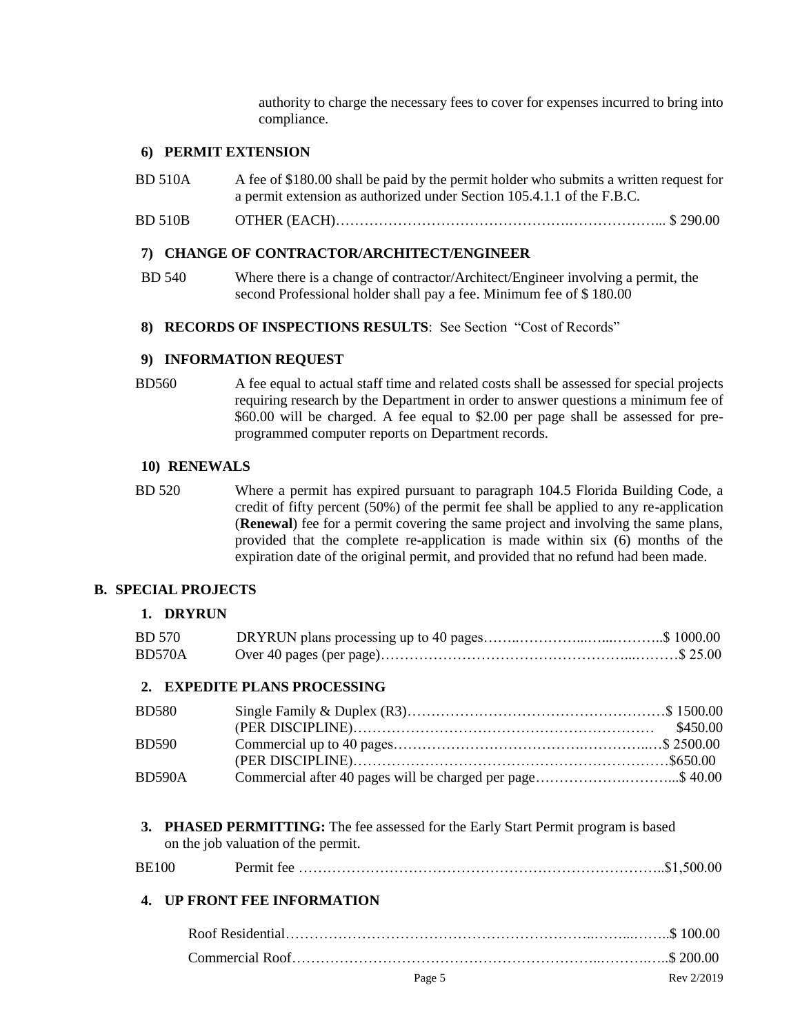authority to charge the necessary fees to cover for expenses incurred to bring into compliance.

### 6) PERMIT EXTENSION

| | |
|---|---|
| BD 510A | A fee of $180.00 shall be paid by the permit holder who submits a written request for a permit extension as authorized under Section 105.4.1.1 of the F.B.C. |
| BD 510B | OTHER (EACH)………………………………………….……………... $ 290.00 |

### 7) CHANGE OF CONTRACTOR/ARCHITECT/ENGINEER

BD 540 — Where there is a change of contractor/Architect/Engineer involving a permit, the second Professional holder shall pay a fee. Minimum fee of $ 180.00

### 8) RECORDS OF INSPECTIONS RESULTS: See Section "Cost of Records"

### 9) INFORMATION REQUEST

BD560 — A fee equal to actual staff time and related costs shall be assessed for special projects requiring research by the Department in order to answer questions a minimum fee of $60.00 will be charged. A fee equal to $2.00 per page shall be assessed for pre-programmed computer reports on Department records.

### 10) RENEWALS

BD 520 — Where a permit has expired pursuant to paragraph 104.5 Florida Building Code, a credit of fifty percent (50%) of the permit fee shall be applied to any re-application (**Renewal**) fee for a permit covering the same project and involving the same plans, provided that the complete re-application is made within six (6) months of the expiration date of the original permit, and provided that no refund had been made.

## B. SPECIAL PROJECTS

### 1. DRYRUN

| Code | Description | Fee |
|---|---|---|
| BD 570 | DRYRUN plans processing up to 40 pages | $ 1000.00 |
| BD570A | Over 40 pages (per page) | $ 25.00 |

### 2. EXPEDITE PLANS PROCESSING

| Code | Description | Fee |
|---|---|---|
| BD580 | Single Family & Duplex (R3) | $ 1500.00 |
| | (PER DISCIPLINE) | $450.00 |
| BD590 | Commercial up to 40 pages | $ 2500.00 |
| | (PER DISCIPLINE) | $650.00 |
| BD590A | Commercial after 40 pages will be charged per page | $ 40.00 |

### 3. PHASED PERMITTING: The fee assessed for the Early Start Permit program is based on the job valuation of the permit.

| Code | Description | Fee |
|---|---|---|
| BE100 | Permit fee | $1,500.00 |

### 4. UP FRONT FEE INFORMATION

| Description | Fee |
|---|---|
| Roof Residential | $ 100.00 |
| Commercial Roof | $ 200.00 |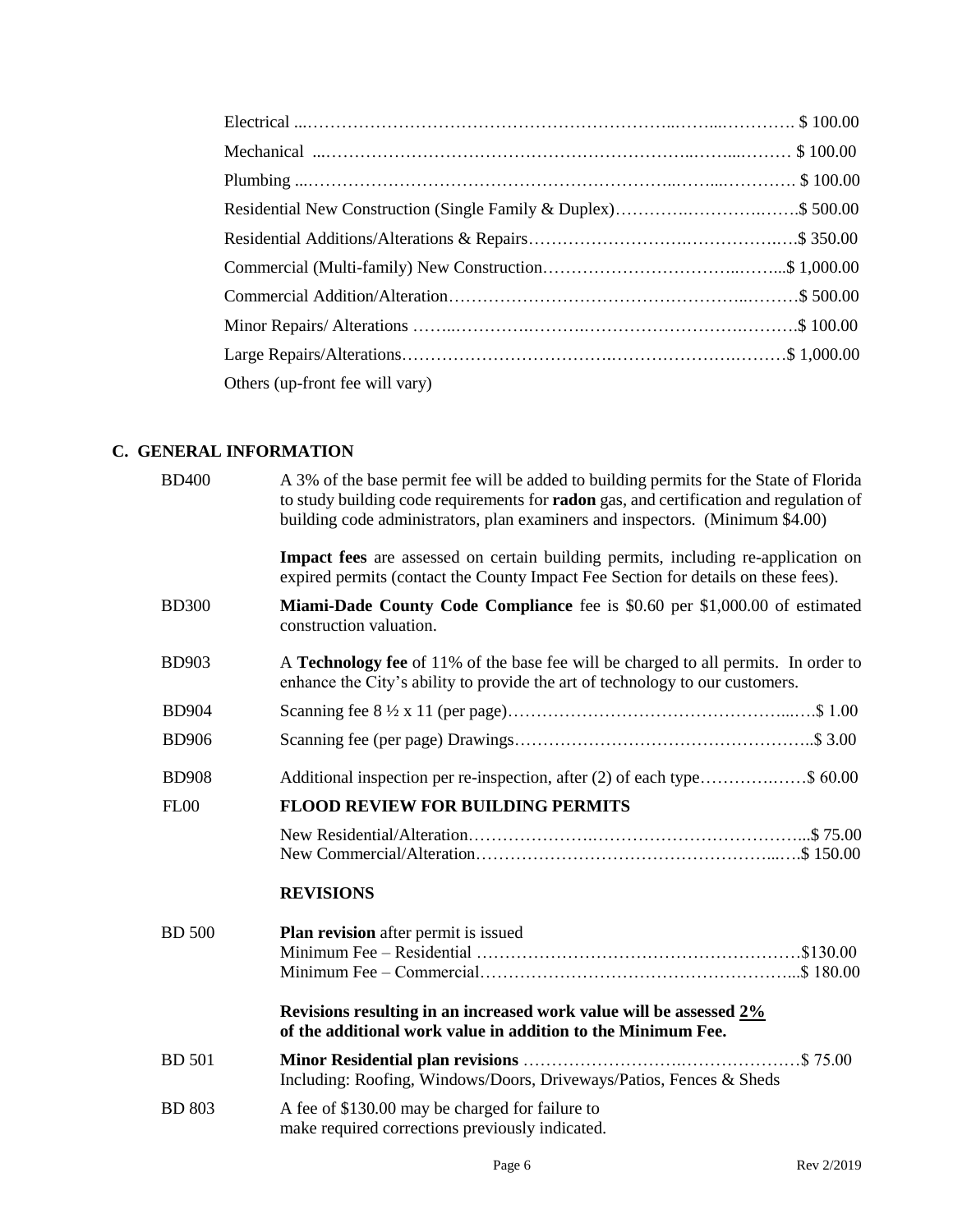| | |
|---|---|
| Electrical | $ 100.00 |
| Mechanical | $ 100.00 |
| Plumbing | $ 100.00 |
| Residential New Construction (Single Family & Duplex) | $ 500.00 |
| Residential Additions/Alterations & Repairs | $ 350.00 |
| Commercial (Multi-family) New Construction | $ 1,000.00 |
| Commercial Addition/Alteration | $ 500.00 |
| Minor Repairs/ Alterations | $ 100.00 |
| Large Repairs/Alterations | $ 1,000.00 |
| Others (up-front fee will vary) | |

## C. GENERAL INFORMATION

**BD400** — A 3% of the base permit fee will be added to building permits for the State of Florida to study building code requirements for **radon** gas, and certification and regulation of building code administrators, plan examiners and inspectors. (Minimum $4.00)

**Impact fees** are assessed on certain building permits, including re-application on expired permits (contact the County Impact Fee Section for details on these fees).

**BD300** — **Miami-Dade County Code Compliance** fee is $0.60 per $1,000.00 of estimated construction valuation.

**BD903** — A **Technology fee** of 11% of the base fee will be charged to all permits. In order to enhance the City's ability to provide the art of technology to our customers.

| | | |
|---|---|---|
| BD904 | Scanning fee 8 ½ x 11 (per page) | $ 1.00 |
| BD906 | Scanning fee (per page) Drawings | $ 3.00 |
| BD908 | Additional inspection per re-inspection, after (2) of each type | $ 60.00 |

**FL00** — **FLOOD REVIEW FOR BUILDING PERMITS**

| | |
|---|---|
| New Residential/Alteration | $ 75.00 |
| New Commercial/Alteration | $ 150.00 |

**REVISIONS**

**BD 500** — **Plan revision** after permit is issued

| | |
|---|---|
| Minimum Fee – Residential | $130.00 |
| Minimum Fee – Commercial | $ 180.00 |

**Revisions resulting in an increased work value will be assessed 2% of the additional work value in addition to the Minimum Fee.**

**BD 501** — **Minor Residential plan revisions** .................. $ 75.00
Including: Roofing, Windows/Doors, Driveways/Patios, Fences & Sheds

**BD 803** — A fee of $130.00 may be charged for failure to make required corrections previously indicated.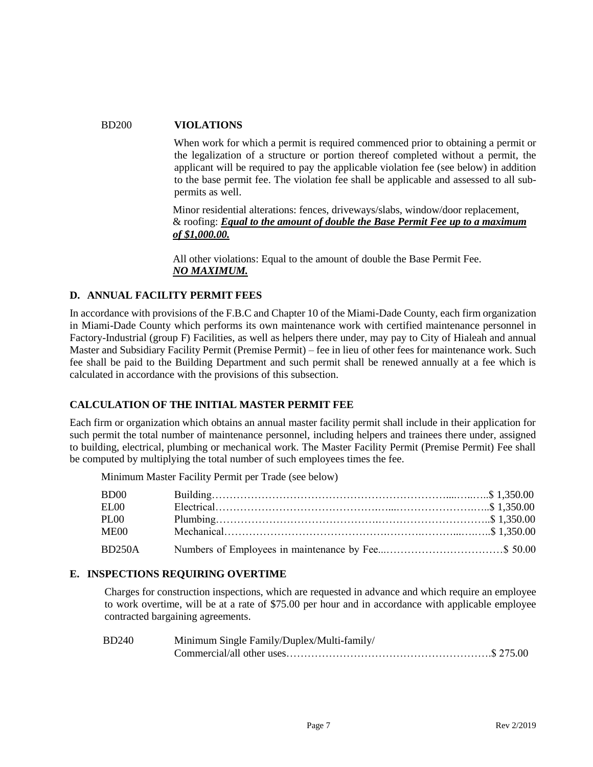BD200 **VIOLATIONS**

When work for which a permit is required commenced prior to obtaining a permit or the legalization of a structure or portion thereof completed without a permit, the applicant will be required to pay the applicable violation fee (see below) in addition to the base permit fee. The violation fee shall be applicable and assessed to all sub-permits as well.

Minor residential alterations: fences, driveways/slabs, window/door replacement, & roofing: ***Equal to the amount of double the Base Permit Fee up to a maximum of $1,000.00.***

All other violations: Equal to the amount of double the Base Permit Fee. ***NO MAXIMUM.***

## D. ANNUAL FACILITY PERMIT FEES

In accordance with provisions of the F.B.C and Chapter 10 of the Miami-Dade County, each firm organization in Miami-Dade County which performs its own maintenance work with certified maintenance personnel in Factory-Industrial (group F) Facilities, as well as helpers there under, may pay to City of Hialeah and annual Master and Subsidiary Facility Permit (Premise Permit) – fee in lieu of other fees for maintenance work. Such fee shall be paid to the Building Department and such permit shall be renewed annually at a fee which is calculated in accordance with the provisions of this subsection.

## CALCULATION OF THE INITIAL MASTER PERMIT FEE

Each firm or organization which obtains an annual master facility permit shall include in their application for such permit the total number of maintenance personnel, including helpers and trainees there under, assigned to building, electrical, plumbing or mechanical work. The Master Facility Permit (Premise Permit) Fee shall be computed by multiplying the total number of such employees times the fee.

Minimum Master Facility Permit per Trade (see below)

| Code | Description | Fee |
|---|---|---|
| BD00 | Building | $ 1,350.00 |
| EL00 | Electrical | $ 1,350.00 |
| PL00 | Plumbing | $ 1,350.00 |
| ME00 | Mechanical | $ 1,350.00 |
| BD250A | Numbers of Employees in maintenance by Fee | $ 50.00 |

## E. INSPECTIONS REQUIRING OVERTIME

Charges for construction inspections, which are requested in advance and which require an employee to work overtime, will be at a rate of $75.00 per hour and in accordance with applicable employee contracted bargaining agreements.

| Code | Description | Fee |
|---|---|---|
| BD240 | Minimum Single Family/Duplex/Multi-family/ Commercial/all other uses | $ 275.00 |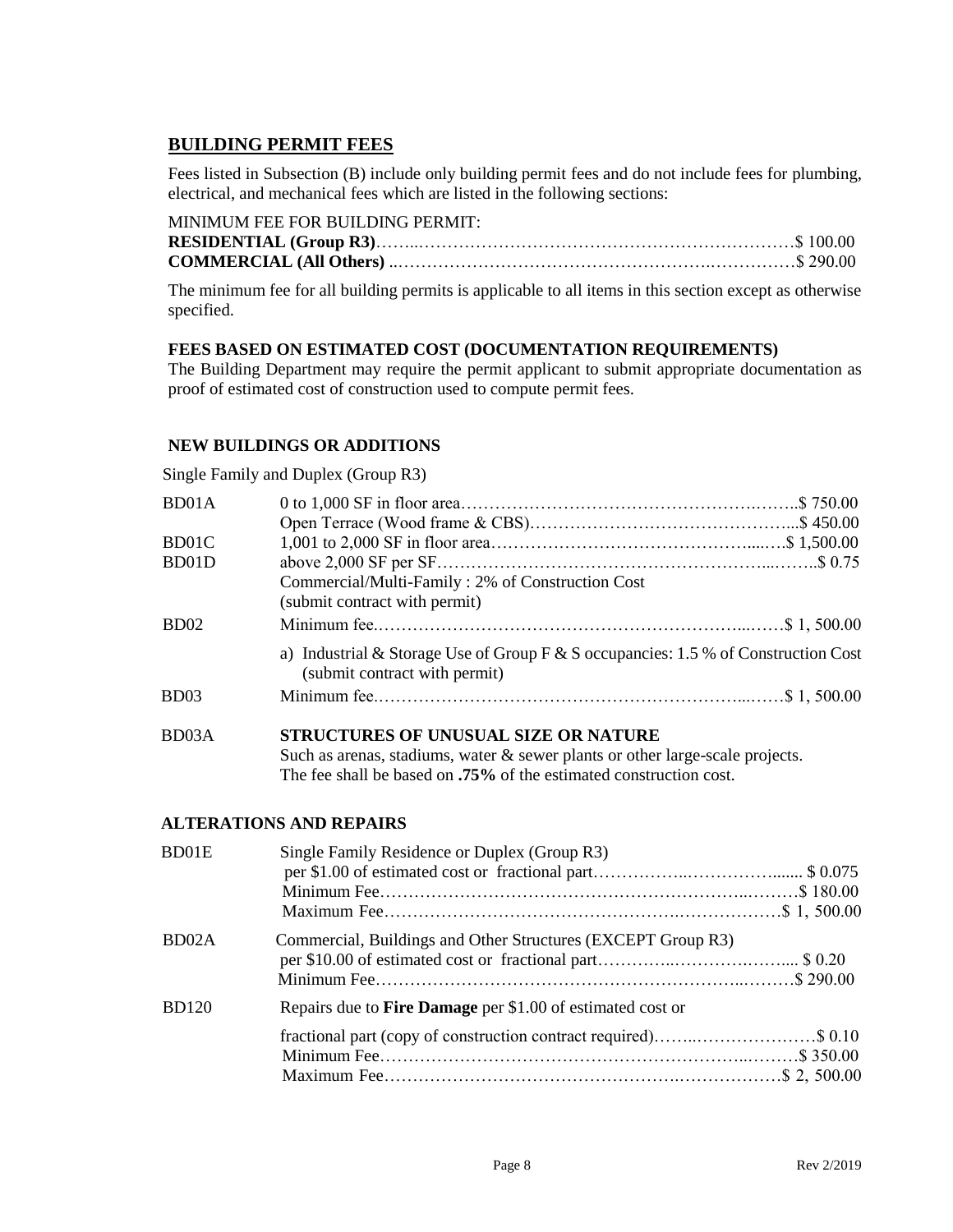## BUILDING PERMIT FEES

Fees listed in Subsection (B) include only building permit fees and do not include fees for plumbing, electrical, and mechanical fees which are listed in the following sections:

MINIMUM FEE FOR BUILDING PERMIT:

**RESIDENTIAL (Group R3)**……..…………………………………………….……………$ 100.00
**COMMERCIAL (All Others)** ..………………………………………….……………$ 290.00

The minimum fee for all building permits is applicable to all items in this section except as otherwise specified.

**FEES BASED ON ESTIMATED COST (DOCUMENTATION REQUIREMENTS)**

The Building Department may require the permit applicant to submit appropriate documentation as proof of estimated cost of construction used to compute permit fees.

### NEW BUILDINGS OR ADDITIONS

Single Family and Duplex (Group R3)

| Code | Description | Fee |
|---|---|---|
| BD01A | 0 to 1,000 SF in floor area | $ 750.00 |
| | Open Terrace (Wood frame & CBS) | $ 450.00 |
| BD01C | 1,001 to 2,000 SF in floor area | $ 1,500.00 |
| BD01D | above 2,000 SF per SF | $ 0.75 |
| | Commercial/Multi-Family : 2% of Construction Cost (submit contract with permit) | |
| BD02 | Minimum fee. | $ 1, 500.00 |
| | a) Industrial & Storage Use of Group F & S occupancies: 1.5 % of Construction Cost (submit contract with permit) | |
| BD03 | Minimum fee. | $ 1, 500.00 |

BD03A **STRUCTURES OF UNUSUAL SIZE OR NATURE**
Such as arenas, stadiums, water & sewer plants or other large-scale projects.
The fee shall be based on **.75%** of the estimated construction cost.

### ALTERATIONS AND REPAIRS

| Code | Description | Fee |
|---|---|---|
| BD01E | Single Family Residence or Duplex (Group R3) | |
| | per $1.00 of estimated cost or fractional part | $ 0.075 |
| | Minimum Fee | $ 180.00 |
| | Maximum Fee | $ 1, 500.00 |
| BD02A | Commercial, Buildings and Other Structures (EXCEPT Group R3) | |
| | per $10.00 of estimated cost or fractional part | $ 0.20 |
| | Minimum Fee | $ 290.00 |
| BD120 | Repairs due to **Fire Damage** per $1.00 of estimated cost or fractional part (copy of construction contract required) | $ 0.10 |
| | Minimum Fee | $ 350.00 |
| | Maximum Fee | $ 2, 500.00 |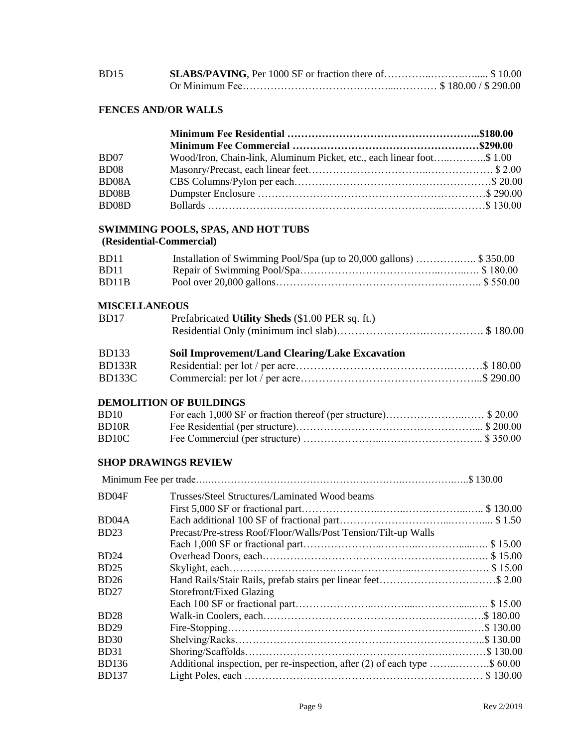| | | |
|---|---|---|
| BD15 | **SLABS/PAVING**, Per 1000 SF or fraction there of | $ 10.00 |
| | Or Minimum Fee | $ 180.00 / $ 290.00 |

## FENCES AND/OR WALLS

| | | |
|---|---|---|
| | **Minimum Fee Residential** | **$180.00** |
| | **Minimum Fee Commercial** | **$290.00** |
| BD07 | Wood/Iron, Chain-link, Aluminum Picket, etc., each linear foot | $ 1.00 |
| BD08 | Masonry/Precast, each linear feet | $ 2.00 |
| BD08A | CBS Columns/Pylon per each | $ 20.00 |
| BD08B | Dumpster Enclosure | $ 290.00 |
| BD08D | Bollards | $ 130.00 |

## SWIMMING POOLS, SPAS, AND HOT TUBS
**(Residential-Commercial)**

| | | |
|---|---|---|
| BD11 | Installation of Swimming Pool/Spa (up to 20,000 gallons) | $ 350.00 |
| BD11 | Repair of Swimming Pool/Spa | $ 180.00 |
| BD11B | Pool over 20,000 gallons | $ 550.00 |

## MISCELLANEOUS

| | | |
|---|---|---|
| BD17 | Prefabricated **Utility Sheds** ($1.00 PER sq. ft.) | |
| | Residential Only (minimum incl slab) | $ 180.00 |
| BD133 | **Soil Improvement/Land Clearing/Lake Excavation** | |
| BD133R | Residential: per lot / per acre | $ 180.00 |
| BD133C | Commercial: per lot / per acre | $ 290.00 |

## DEMOLITION OF BUILDINGS

| | | |
|---|---|---|
| BD10 | For each 1,000 SF or fraction thereof (per structure) | $ 20.00 |
| BD10R | Fee Residential (per structure) | $ 200.00 |
| BD10C | Fee Commercial (per structure) | $ 350.00 |

## SHOP DRAWINGS REVIEW

| | | |
|---|---|---|
| | Minimum Fee per trade | $ 130.00 |
| BD04F | Trusses/Steel Structures/Laminated Wood beams | |
| | First 5,000 SF or fractional part | $ 130.00 |
| BD04A | Each additional 100 SF of fractional part | $ 1.50 |
| BD23 | Precast/Pre-stress Roof/Floor/Walls/Post Tension/Tilt-up Walls | |
| | Each 1,000 SF or fractional part | $ 15.00 |
| BD24 | Overhead Doors, each | $ 15.00 |
| BD25 | Skylight, each | $ 15.00 |
| BD26 | Hand Rails/Stair Rails, prefab stairs per linear feet | $ 2.00 |
| BD27 | Storefront/Fixed Glazing | |
| | Each 100 SF or fractional part | $ 15.00 |
| BD28 | Walk-in Coolers, each | $ 180.00 |
| BD29 | Fire-Stopping | $ 130.00 |
| BD30 | Shelving/Racks | $ 130.00 |
| BD31 | Shoring/Scaffolds | $ 130.00 |
| BD136 | Additional inspection, per re-inspection, after (2) of each type | $ 60.00 |
| BD137 | Light Poles, each | $ 130.00 |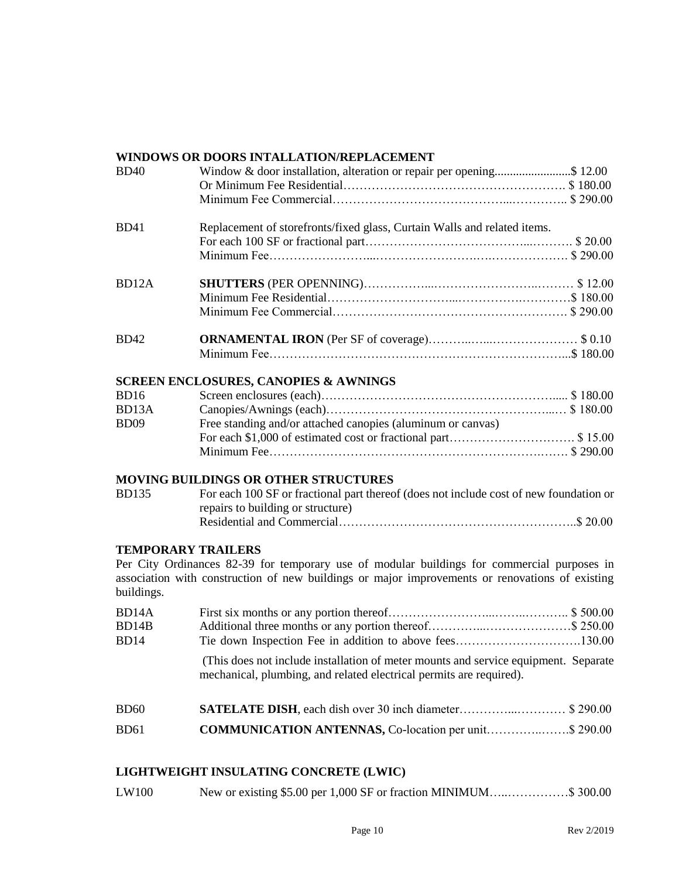## WINDOWS OR DOORS INTALLATION/REPLACEMENT

| | | |
|---|---|---|
| BD40 | Window & door installation, alteration or repair per opening | $ 12.00 |
| | Or Minimum Fee Residential | $ 180.00 |
| | Minimum Fee Commercial | $ 290.00 |
| BD41 | Replacement of storefronts/fixed glass, Curtain Walls and related items. | |
| | For each 100 SF or fractional part | $ 20.00 |
| | Minimum Fee | $ 290.00 |
| BD12A | **SHUTTERS** (PER OPENNING) | $ 12.00 |
| | Minimum Fee Residential | $ 180.00 |
| | Minimum Fee Commercial | $ 290.00 |
| BD42 | **ORNAMENTAL IRON** (Per SF of coverage) | $ 0.10 |
| | Minimum Fee | $ 180.00 |

## SCREEN ENCLOSURES, CANOPIES & AWNINGS

| | | |
|---|---|---|
| BD16 | Screen enclosures (each) | $ 180.00 |
| BD13A | Canopies/Awnings (each) | $ 180.00 |
| BD09 | Free standing and/or attached canopies (aluminum or canvas) | |
| | For each $1,000 of estimated cost or fractional part | $ 15.00 |
| | Minimum Fee | $ 290.00 |

## MOVING BUILDINGS OR OTHER STRUCTURES

| | | |
|---|---|---|
| BD135 | For each 100 SF or fractional part thereof (does not include cost of new foundation or repairs to building or structure) | |
| | Residential and Commercial | $ 20.00 |

## TEMPORARY TRAILERS

Per City Ordinances 82-39 for temporary use of modular buildings for commercial purposes in association with construction of new buildings or major improvements or renovations of existing buildings.

| | | |
|---|---|---|
| BD14A | First six months or any portion thereof | $ 500.00 |
| BD14B | Additional three months or any portion thereof | $ 250.00 |
| BD14 | Tie down Inspection Fee in addition to above fees | 130.00 |

(This does not include installation of meter mounts and service equipment. Separate mechanical, plumbing, and related electrical permits are required).

| | | |
|---|---|---|
| BD60 | **SATELATE DISH**, each dish over 30 inch diameter | $ 290.00 |
| BD61 | **COMMUNICATION ANTENNAS,** Co-location per unit | $ 290.00 |

## LIGHTWEIGHT INSULATING CONCRETE (LWIC)

| | | |
|---|---|---|
| LW100 | New or existing $5.00 per 1,000 SF or fraction MINIMUM | $ 300.00 |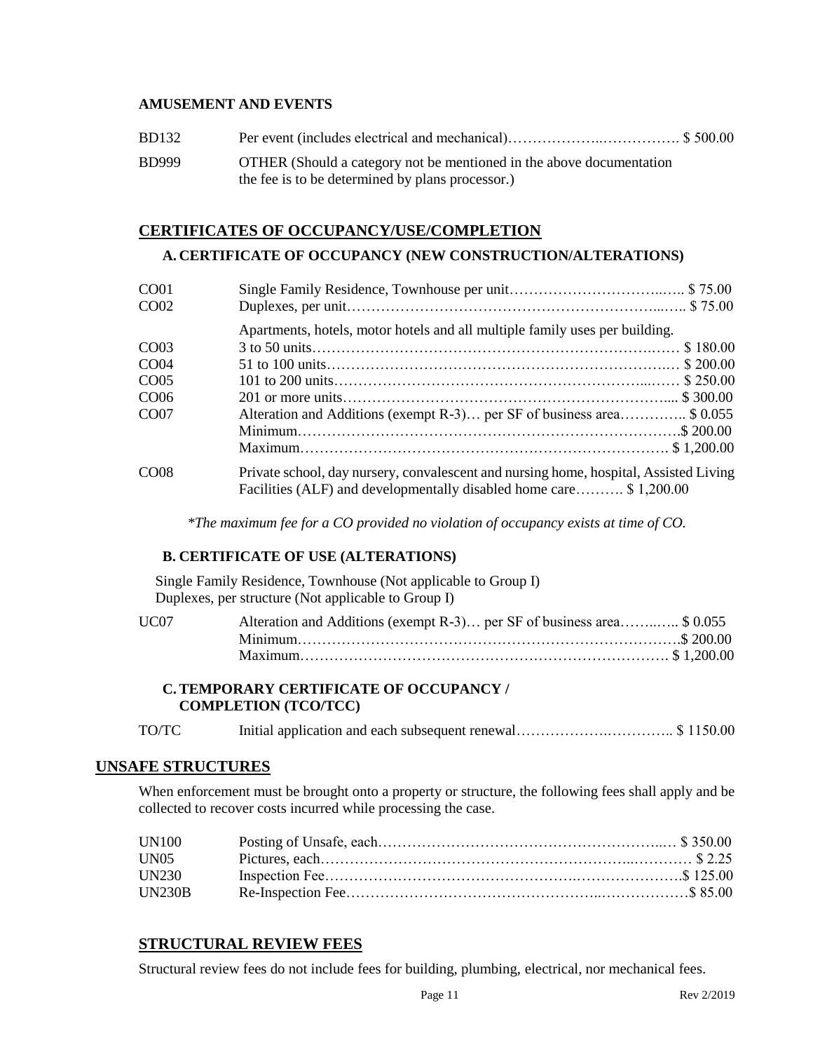**AMUSEMENT AND EVENTS**

| | | |
|---|---|---|
| BD132 | Per event (includes electrical and mechanical) | $ 500.00 |
| BD999 | OTHER (Should a category not be mentioned in the above documentation the fee is to be determined by plans processor.) | |

## CERTIFICATES OF OCCUPANCY/USE/COMPLETION

### A. CERTIFICATE OF OCCUPANCY (NEW CONSTRUCTION/ALTERATIONS)

| | | |
|---|---|---|
| CO01 | Single Family Residence, Townhouse per unit | $ 75.00 |
| CO02 | Duplexes, per unit | $ 75.00 |
| | Apartments, hotels, motor hotels and all multiple family uses per building. | |
| CO03 | 3 to 50 units | $ 180.00 |
| CO04 | 51 to 100 units | $ 200.00 |
| CO05 | 101 to 200 units | $ 250.00 |
| CO06 | 201 or more units | $ 300.00 |
| CO07 | Alteration and Additions (exempt R-3)… per SF of business area | $ 0.055 |
| | Minimum | $ 200.00 |
| | Maximum | $ 1,200.00 |
| CO08 | Private school, day nursery, convalescent and nursing home, hospital, Assisted Living Facilities (ALF) and developmentally disabled home care | $ 1,200.00 |

*\*The maximum fee for a CO provided no violation of occupancy exists at time of CO.*

### B. CERTIFICATE OF USE (ALTERATIONS)

Single Family Residence, Townhouse (Not applicable to Group I)
Duplexes, per structure (Not applicable to Group I)

| | | |
|---|---|---|
| UC07 | Alteration and Additions (exempt R-3)… per SF of business area | $ 0.055 |
| | Minimum | $ 200.00 |
| | Maximum | $ 1,200.00 |

### C. TEMPORARY CERTIFICATE OF OCCUPANCY / COMPLETION (TCO/TCC)

| | | |
|---|---|---|
| TO/TC | Initial application and each subsequent renewal | $ 1150.00 |

## UNSAFE STRUCTURES

When enforcement must be brought onto a property or structure, the following fees shall apply and be collected to recover costs incurred while processing the case.

| | | |
|---|---|---|
| UN100 | Posting of Unsafe, each | $ 350.00 |
| UN05 | Pictures, each | $ 2.25 |
| UN230 | Inspection Fee | $ 125.00 |
| UN230B | Re-Inspection Fee | $ 85.00 |

## STRUCTURAL REVIEW FEES

Structural review fees do not include fees for building, plumbing, electrical, nor mechanical fees.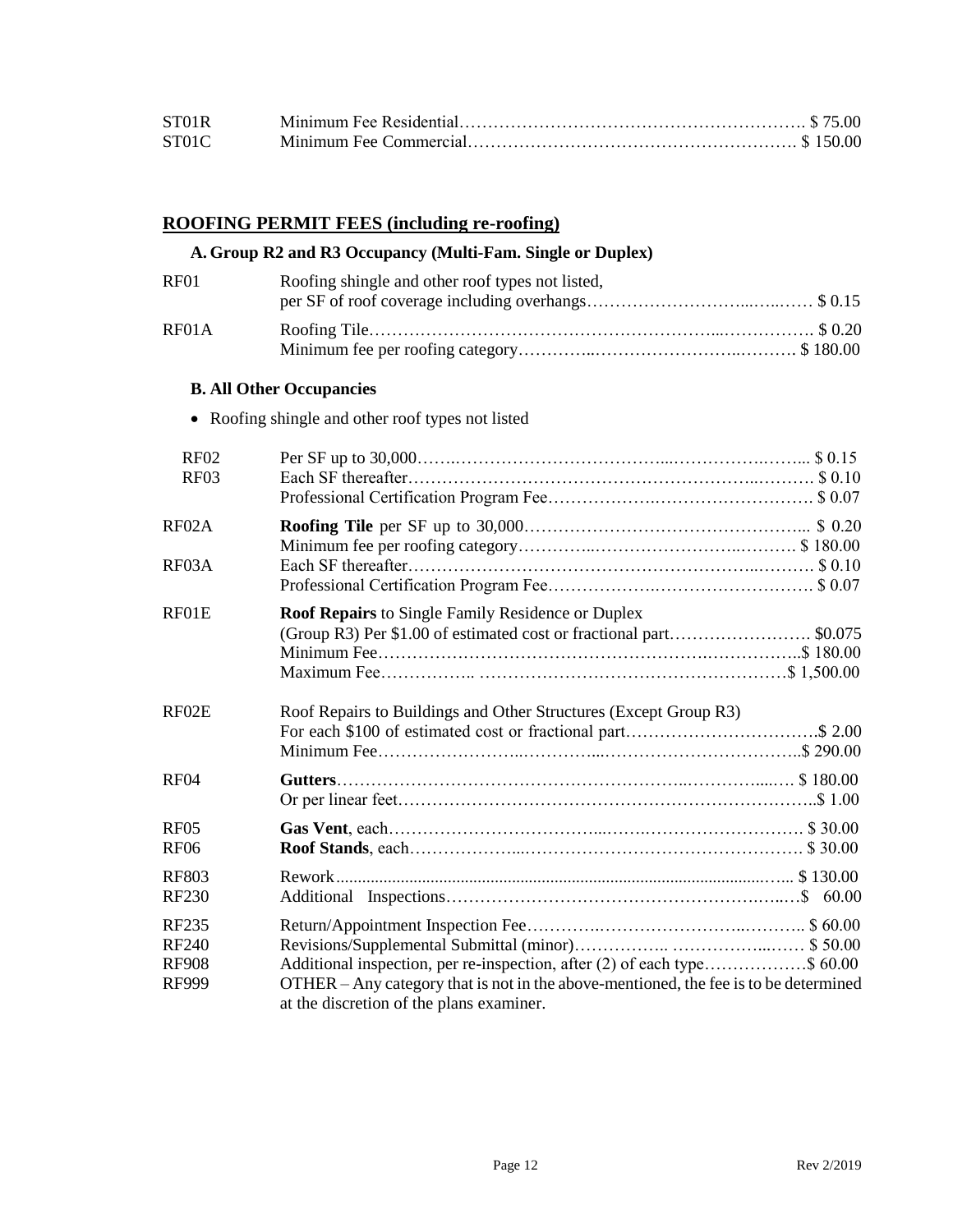| | | |
|---|---|---|
| ST01R | Minimum Fee Residential | $ 75.00 |
| ST01C | Minimum Fee Commercial | $ 150.00 |

## ROOFING PERMIT FEES (including re-roofing)

### A. Group R2 and R3 Occupancy (Multi-Fam. Single or Duplex)

| | | |
|---|---|---|
| RF01 | Roofing shingle and other roof types not listed, per SF of roof coverage including overhangs | $ 0.15 |
| RF01A | Roofing Tile | $ 0.20 |
| | Minimum fee per roofing category | $ 180.00 |

### B. All Other Occupancies

- Roofing shingle and other roof types not listed

| | | |
|---|---|---|
| RF02 | Per SF up to 30,000 | $ 0.15 |
| RF03 | Each SF thereafter | $ 0.10 |
| | Professional Certification Program Fee | $ 0.07 |
| RF02A | **Roofing Tile** per SF up to 30,000 | $ 0.20 |
| | Minimum fee per roofing category | $ 180.00 |
| RF03A | Each SF thereafter | $ 0.10 |
| | Professional Certification Program Fee | $ 0.07 |
| RF01E | **Roof Repairs** to Single Family Residence or Duplex (Group R3) Per $1.00 of estimated cost or fractional part | $0.075 |
| | Minimum Fee | $ 180.00 |
| | Maximum Fee | $ 1,500.00 |
| RF02E | Roof Repairs to Buildings and Other Structures (Except Group R3) For each $100 of estimated cost or fractional part | $ 2.00 |
| | Minimum Fee | $ 290.00 |
| RF04 | **Gutters** | $ 180.00 |
| | Or per linear feet | $ 1.00 |
| RF05 | **Gas Vent**, each | $ 30.00 |
| RF06 | **Roof Stands**, each | $ 30.00 |
| RF803 | Rework | $ 130.00 |
| RF230 | Additional Inspections | $ 60.00 |
| RF235 | Return/Appointment Inspection Fee | $ 60.00 |
| RF240 | Revisions/Supplemental Submittal (minor) | $ 50.00 |
| RF908 | Additional inspection, per re-inspection, after (2) of each type | $ 60.00 |
| RF999 | OTHER – Any category that is not in the above-mentioned, the fee is to be determined at the discretion of the plans examiner. | |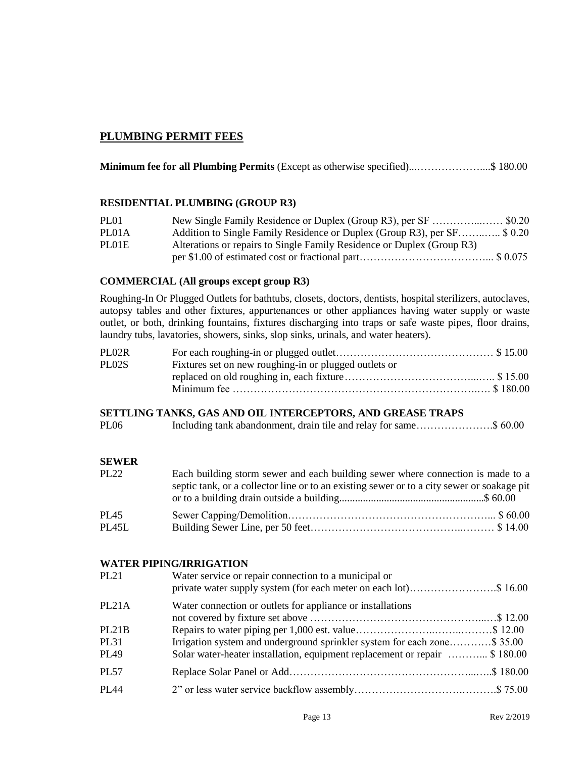## PLUMBING PERMIT FEES

**Minimum fee for all Plumbing Permits** (Except as otherwise specified)...………………....$ 180.00

### RESIDENTIAL PLUMBING (GROUP R3)

| Code | Description | Fee |
|---|---|---|
| PL01 | New Single Family Residence or Duplex (Group R3), per SF | $0.20 |
| PL01A | Addition to Single Family Residence or Duplex (Group R3), per SF | $ 0.20 |
| PL01E | Alterations or repairs to Single Family Residence or Duplex (Group R3) per $1.00 of estimated cost or fractional part | $ 0.075 |

### COMMERCIAL (All groups except group R3)

Roughing-In Or Plugged Outlets for bathtubs, closets, doctors, dentists, hospital sterilizers, autoclaves, autopsy tables and other fixtures, appurtenances or other appliances having water supply or waste outlet, or both, drinking fountains, fixtures discharging into traps or safe waste pipes, floor drains, laundry tubs, lavatories, showers, sinks, slop sinks, urinals, and water heaters).

| Code | Description | Fee |
|---|---|---|
| PL02R | For each roughing-in or plugged outlet | $ 15.00 |
| PL02S | Fixtures set on new roughing-in or plugged outlets or replaced on old roughing in, each fixture | $ 15.00 |
| | Minimum fee | $ 180.00 |

### SETTLING TANKS, GAS AND OIL INTERCEPTORS, AND GREASE TRAPS

| Code | Description | Fee |
|---|---|---|
| PL06 | Including tank abandonment, drain tile and relay for same | $ 60.00 |

### SEWER

| Code | Description | Fee |
|---|---|---|
| PL22 | Each building storm sewer and each building sewer where connection is made to a septic tank, or a collector line or to an existing sewer or to a city sewer or soakage pit or to a building drain outside a building | $ 60.00 |
| PL45 | Sewer Capping/Demolition | $ 60.00 |
| PL45L | Building Sewer Line, per 50 feet | $ 14.00 |

### WATER PIPING/IRRIGATION

| Code | Description | Fee |
|---|---|---|
| PL21 | Water service or repair connection to a municipal or private water supply system (for each meter on each lot) | $ 16.00 |
| PL21A | Water connection or outlets for appliance or installations not covered by fixture set above | $ 12.00 |
| PL21B | Repairs to water piping per 1,000 est. value | $ 12.00 |
| PL31 | Irrigation system and underground sprinkler system for each zone | $ 35.00 |
| PL49 | Solar water-heater installation, equipment replacement or repair | $ 180.00 |
| PL57 | Replace Solar Panel or Add | $ 180.00 |
| PL44 | 2" or less water service backflow assembly | $ 75.00 |

Rev 2/2019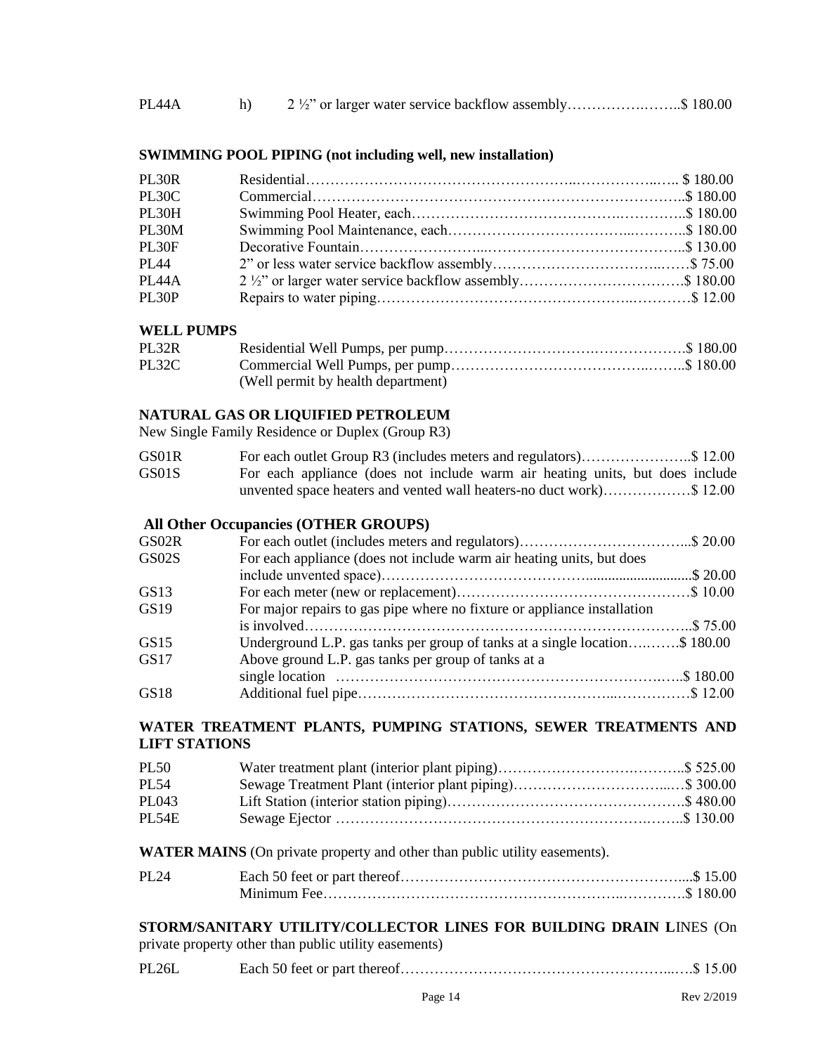| | | |
|---|---|---|
| PL44A | h) | 2 ½" or larger water service backflow assembly……………….……..$ 180.00 |

**SWIMMING POOL PIPING (not including well, new installation)**

| | |
|---|---|
| PL30R | Residential…………………………………………...……………..….. $ 180.00 |
| PL30C | Commercial…………………………………………………………………..$ 180.00 |
| PL30H | Swimming Pool Heater, each………………………………….…………..$ 180.00 |
| PL30M | Swimming Pool Maintenance, each……………………………...………..$ 180.00 |
| PL30F | Decorative Fountain…………………...…………………………………..$ 130.00 |
| PL44 | 2" or less water service backflow assembly……………………………..……$ 75.00 |
| PL44A | 2 ½" or larger water service backflow assembly……………………………$ 180.00 |
| PL30P | Repairs to water piping…………………………………………….…………$ 12.00 |

**WELL PUMPS**

| | |
|---|---|
| PL32R | Residential Well Pumps, per pump………………………….………………$ 180.00 |
| PL32C | Commercial Well Pumps, per pump……………………………………..……..$ 180.00 |
| | (Well permit by health department) |

**NATURAL GAS OR LIQUIFIED PETROLEUM**

New Single Family Residence or Duplex (Group R3)

| | |
|---|---|
| GS01R | For each outlet Group R3 (includes meters and regulators)…………………..$ 12.00 |
| GS01S | For each appliance (does not include warm air heating units, but does include unvented space heaters and vented wall heaters-no duct work)………….……$ 12.00 |

**All Other Occupancies (OTHER GROUPS)**

| | |
|---|---|
| GS02R | For each outlet (includes meters and regulators)……………………………...$ 20.00 |
| GS02S | For each appliance (does not include warm air heating units, but does include unvented space)………………………………...........................$ 20.00 |
| GS13 | For each meter (new or replacement)…………………………………………$ 10.00 |
| GS19 | For major repairs to gas pipe where no fixture or appliance installation is involved……………………………………………………………………..$ 75.00 |
| GS15 | Underground L.P. gas tanks per group of tanks at a single location….…….$ 180.00 |
| GS17 | Above ground L.P. gas tanks per group of tanks at a single location ………………………………………………………….…..$ 180.00 |
| GS18 | Additional fuel pipe…………………………………………...……………$ 12.00 |

**WATER TREATMENT PLANTS, PUMPING STATIONS, SEWER TREATMENTS AND LIFT STATIONS**

| | |
|---|---|
| PL50 | Water treatment plant (interior plant piping)……………………….………..$ 525.00 |
| PL54 | Sewage Treatment Plant (interior plant piping)…………………………...…$ 300.00 |
| PL043 | Lift Station (interior station piping)……………………………….…………$ 480.00 |
| PL54E | Sewage Ejector ……………………………………………………….……..$ 130.00 |

**WATER MAINS** (On private property and other than public utility easements).

| | |
|---|---|
| PL24 | Each 50 feet or part thereof………………………………………………....$ 15.00 |
| | Minimum Fee………………………………………………….…………..$ 180.00 |

**STORM/SANITARY UTILITY/COLLECTOR LINES FOR BUILDING DRAIN L**INES (On private property other than public utility easements)

| | |
|---|---|
| PL26L | Each 50 feet or part thereof……………………………………………...….$ 15.00 |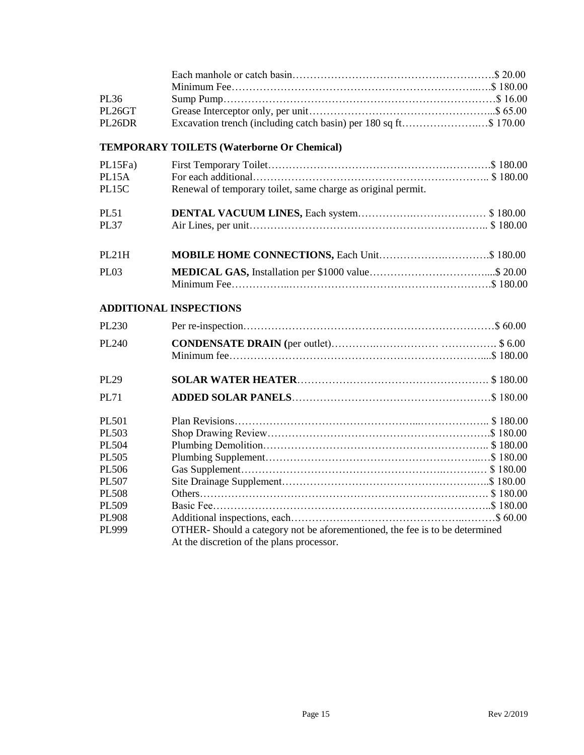| Code | Description | Fee |
|---|---|---|
| | Each manhole or catch basin | $ 20.00 |
| | Minimum Fee | $ 180.00 |
| PL36 | Sump Pump | $ 16.00 |
| PL26GT | Grease Interceptor only, per unit | $ 65.00 |
| PL26DR | Excavation trench (including catch basin) per 180 sq ft | $ 170.00 |

## TEMPORARY TOILETS (Waterborne Or Chemical)

| Code | Description | Fee |
|---|---|---|
| PL15Fa) | First Temporary Toilet | $ 180.00 |
| PL15A | For each additional | $ 180.00 |
| PL15C | Renewal of temporary toilet, same charge as original permit. | |
| PL51 | **DENTAL VACUUM LINES,** Each system | $ 180.00 |
| PL37 | Air Lines, per unit | $ 180.00 |
| PL21H | **MOBILE HOME CONNECTIONS,** Each Unit | $ 180.00 |
| PL03 | **MEDICAL GAS,** Installation per $1000 value | $ 20.00 |
| | Minimum Fee | $ 180.00 |

## ADDITIONAL INSPECTIONS

| Code | Description | Fee |
|---|---|---|
| PL230 | Per re-inspection | $ 60.00 |
| PL240 | **CONDENSATE DRAIN (**per outlet) | $ 6.00 |
| | Minimum fee | $ 180.00 |
| PL29 | **SOLAR WATER HEATER** | $ 180.00 |
| PL71 | **ADDED SOLAR PANELS** | $ 180.00 |
| PL501 | Plan Revisions | $ 180.00 |
| PL503 | Shop Drawing Review | $ 180.00 |
| PL504 | Plumbing Demolition | $ 180.00 |
| PL505 | Plumbing Supplement | $ 180.00 |
| PL506 | Gas Supplement | $ 180.00 |
| PL507 | Site Drainage Supplement | $ 180.00 |
| PL508 | Others | $ 180.00 |
| PL509 | Basic Fee | $ 180.00 |
| PL908 | Additional inspections, each | $ 60.00 |
| PL999 | OTHER- Should a category not be aforementioned, the fee is to be determined At the discretion of the plans processor. | |

Rev 2/2019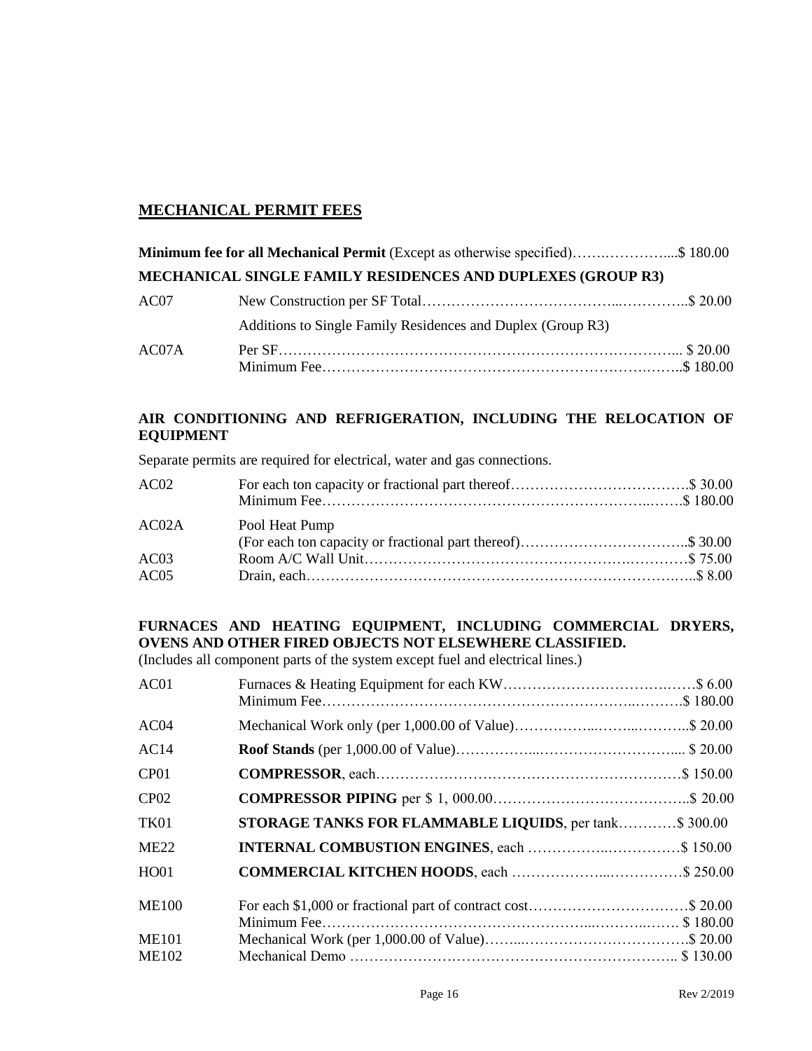## MECHANICAL PERMIT FEES

**Minimum fee for all Mechanical Permit** (Except as otherwise specified)…………………....$ 180.00

### MECHANICAL SINGLE FAMILY RESIDENCES AND DUPLEXES (GROUP R3)

| | | |
|---|---|---|
| AC07 | New Construction per SF Total | $ 20.00 |
| | Additions to Single Family Residences and Duplex (Group R3) | |
| AC07A | Per SF | $ 20.00 |
| | Minimum Fee | $ 180.00 |

### AIR CONDITIONING AND REFRIGERATION, INCLUDING THE RELOCATION OF EQUIPMENT

Separate permits are required for electrical, water and gas connections.

| | | |
|---|---|---|
| AC02 | For each ton capacity or fractional part thereof | $ 30.00 |
| | Minimum Fee | $ 180.00 |
| AC02A | Pool Heat Pump | |
| | (For each ton capacity or fractional part thereof) | $ 30.00 |
| AC03 | Room A/C Wall Unit | $ 75.00 |
| AC05 | Drain, each | $ 8.00 |

### FURNACES AND HEATING EQUIPMENT, INCLUDING COMMERCIAL DRYERS, OVENS AND OTHER FIRED OBJECTS NOT ELSEWHERE CLASSIFIED.

(Includes all component parts of the system except fuel and electrical lines.)

| | | |
|---|---|---|
| AC01 | Furnaces & Heating Equipment for each KW | $ 6.00 |
| | Minimum Fee | $ 180.00 |
| AC04 | Mechanical Work only (per 1,000.00 of Value) | $ 20.00 |
| AC14 | **Roof Stands** (per 1,000.00 of Value) | $ 20.00 |
| CP01 | **COMPRESSOR**, each | $ 150.00 |
| CP02 | **COMPRESSOR PIPING** per $ 1, 000.00 | $ 20.00 |
| TK01 | **STORAGE TANKS FOR FLAMMABLE LIQUIDS**, per tank | $ 300.00 |
| ME22 | **INTERNAL COMBUSTION ENGINES**, each | $ 150.00 |
| HO01 | **COMMERCIAL KITCHEN HOODS**, each | $ 250.00 |
| ME100 | For each $1,000 or fractional part of contract cost | $ 20.00 |
| | Minimum Fee | $ 180.00 |
| ME101 | Mechanical Work (per 1,000.00 of Value) | $ 20.00 |
| ME102 | Mechanical Demo | $ 130.00 |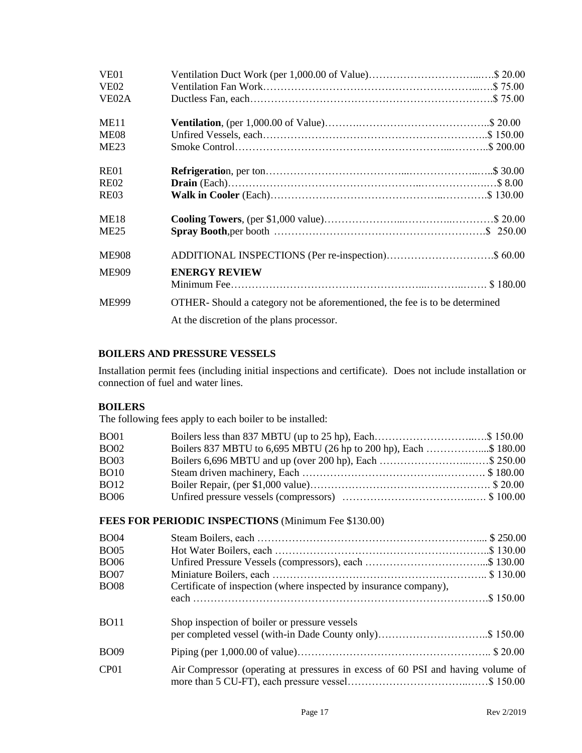| | | |
|---|---|---|
| VE01 | Ventilation Duct Work (per 1,000.00 of Value) | $ 20.00 |
| VE02 | Ventilation Fan Work | $ 75.00 |
| VE02A | Ductless Fan, each | $ 75.00 |
| ME11 | **Ventilation**, (per 1,000.00 of Value) | $ 20.00 |
| ME08 | Unfired Vessels, each | $ 150.00 |
| ME23 | Smoke Control | $ 200.00 |
| RE01 | **Refrigeratio**n, per ton | $ 30.00 |
| RE02 | **Drain** (Each) | $ 8.00 |
| RE03 | **Walk in Cooler** (Each) | $ 130.00 |
| ME18 | **Cooling Towers**, (per $1,000 value) | $ 20.00 |
| ME25 | **Spray Booth**,per booth | $ 250.00 |
| ME908 | ADDITIONAL INSPECTIONS (Per re-inspection) | $ 60.00 |
| ME909 | **ENERGY REVIEW** Minimum Fee | $ 180.00 |
| ME999 | OTHER- Should a category not be aforementioned, the fee is to be determined At the discretion of the plans processor. | |

## BOILERS AND PRESSURE VESSELS

Installation permit fees (including initial inspections and certificate). Does not include installation or connection of fuel and water lines.

### BOILERS

The following fees apply to each boiler to be installed:

| | | |
|---|---|---|
| BO01 | Boilers less than 837 MBTU (up to 25 hp), Each | $ 150.00 |
| BO02 | Boilers 837 MBTU to 6,695 MBTU (26 hp to 200 hp), Each | $ 180.00 |
| BO03 | Boilers 6,696 MBTU and up (over 200 hp), Each | $ 250.00 |
| BO10 | Steam driven machinery, Each | $ 180.00 |
| BO12 | Boiler Repair, (per $1,000 value) | $ 20.00 |
| BO06 | Unfired pressure vessels (compressors) | $ 100.00 |

### FEES FOR PERIODIC INSPECTIONS (Minimum Fee $130.00)

| | | |
|---|---|---|
| BO04 | Steam Boilers, each | $ 250.00 |
| BO05 | Hot Water Boilers, each | $ 130.00 |
| BO06 | Unfired Pressure Vessels (compressors), each | $ 130.00 |
| BO07 | Miniature Boilers, each | $ 130.00 |
| BO08 | Certificate of inspection (where inspected by insurance company), each | $ 150.00 |
| BO11 | Shop inspection of boiler or pressure vessels per completed vessel (with-in Dade County only) | $ 150.00 |
| BO09 | Piping (per 1,000.00 of value) | $ 20.00 |
| CP01 | Air Compressor (operating at pressures in excess of 60 PSI and having volume of more than 5 CU-FT), each pressure vessel | $ 150.00 |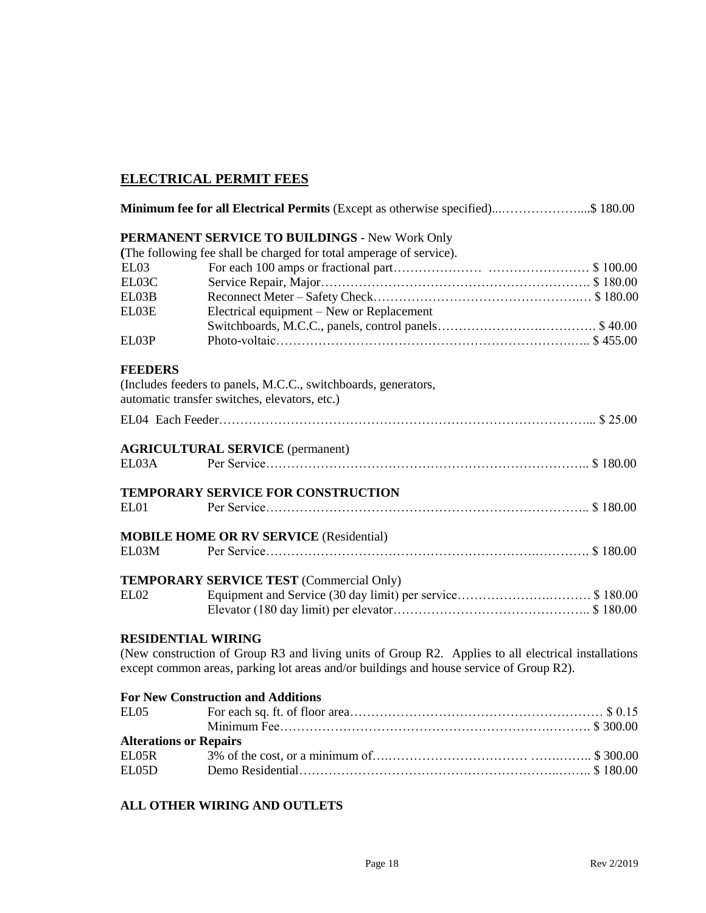## ELECTRICAL PERMIT FEES

**Minimum fee for all Electrical Permits** (Except as otherwise specified)....................$ 180.00

### PERMANENT SERVICE TO BUILDINGS - New Work Only

**(**The following fee shall be charged for total amperage of service).

| Code | Description | Fee |
|---|---|---|
| EL03 | For each 100 amps or fractional part | $ 100.00 |
| EL03C | Service Repair, Major | $ 180.00 |
| EL03B | Reconnect Meter – Safety Check | $ 180.00 |
| EL03E | Electrical equipment – New or Replacement Switchboards, M.C.C., panels, control panels | $ 40.00 |
| EL03P | Photo-voltaic | $ 455.00 |

### FEEDERS

(Includes feeders to panels, M.C.C., switchboards, generators, automatic transfer switches, elevators, etc.)

EL04 Each Feeder.................................................... $ 25.00

### AGRICULTURAL SERVICE (permanent)

| Code | Description | Fee |
|---|---|---|
| EL03A | Per Service | $ 180.00 |

### TEMPORARY SERVICE FOR CONSTRUCTION

| Code | Description | Fee |
|---|---|---|
| EL01 | Per Service | $ 180.00 |

### MOBILE HOME OR RV SERVICE (Residential)

| Code | Description | Fee |
|---|---|---|
| EL03M | Per Service | $ 180.00 |

### TEMPORARY SERVICE TEST (Commercial Only)

| Code | Description | Fee |
|---|---|---|
| EL02 | Equipment and Service (30 day limit) per service | $ 180.00 |
| | Elevator (180 day limit) per elevator | $ 180.00 |

### RESIDENTIAL WIRING

(New construction of Group R3 and living units of Group R2. Applies to all electrical installations except common areas, parking lot areas and/or buildings and house service of Group R2).

**For New Construction and Additions**

| Code | Description | Fee |
|---|---|---|
| EL05 | For each sq. ft. of floor area | $ 0.15 |
| | Minimum Fee | $ 300.00 |

**Alterations or Repairs**

| Code | Description | Fee |
|---|---|---|
| EL05R | 3% of the cost, or a minimum of | $ 300.00 |
| EL05D | Demo Residential | $ 180.00 |

### ALL OTHER WIRING AND OUTLETS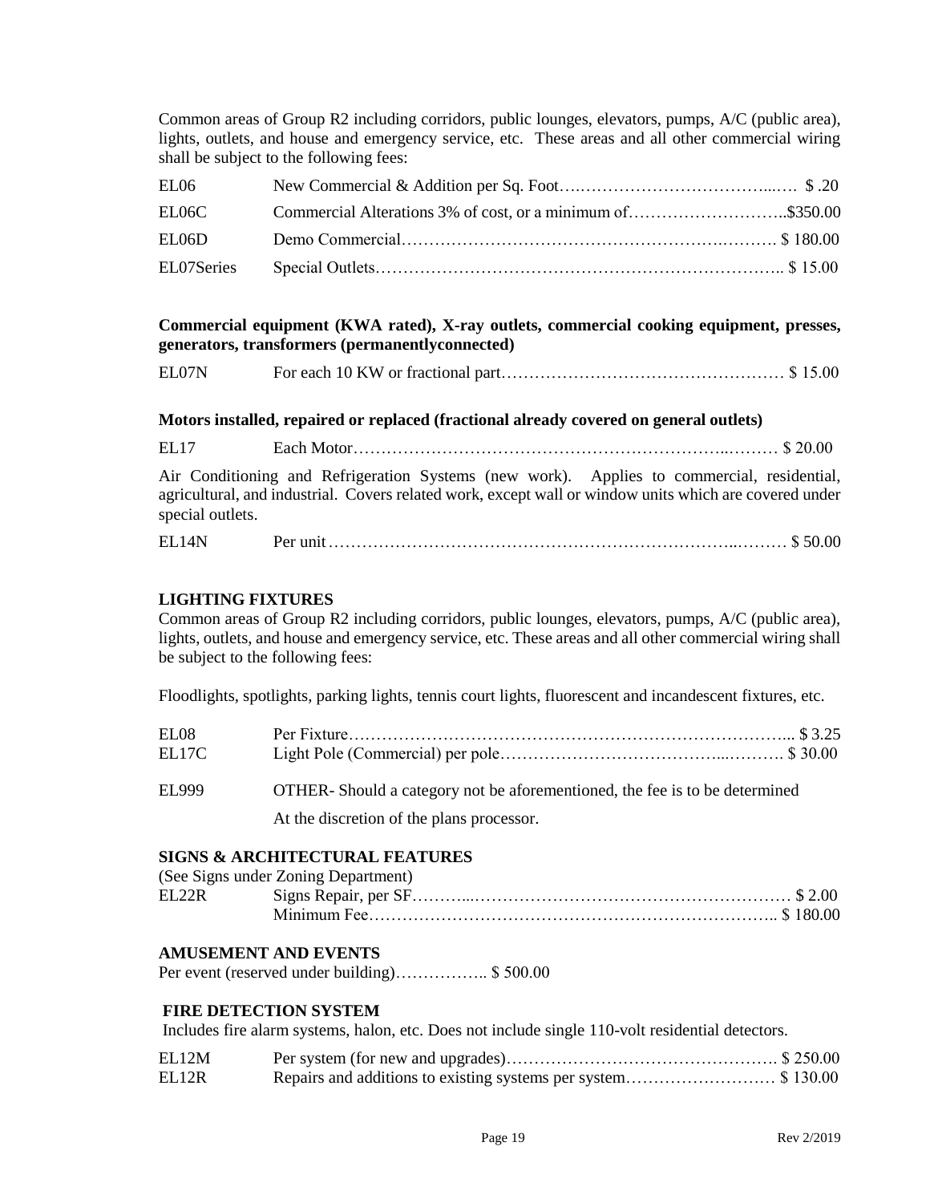Common areas of Group R2 including corridors, public lounges, elevators, pumps, A/C (public area), lights, outlets, and house and emergency service, etc. These areas and all other commercial wiring shall be subject to the following fees:

| | | |
|---|---|---|
| EL06 | New Commercial & Addition per Sq. Foot | $ .20 |
| EL06C | Commercial Alterations 3% of cost, or a minimum of | $350.00 |
| EL06D | Demo Commercial | $ 180.00 |
| EL07Series | Special Outlets | $ 15.00 |

**Commercial equipment (KWA rated), X-ray outlets, commercial cooking equipment, presses, generators, transformers (permanentlyconnected)**

| | | |
|---|---|---|
| EL07N | For each 10 KW or fractional part | $ 15.00 |

**Motors installed, repaired or replaced (fractional already covered on general outlets)**

| | | |
|---|---|---|
| EL17 | Each Motor | $ 20.00 |

Air Conditioning and Refrigeration Systems (new work). Applies to commercial, residential, agricultural, and industrial. Covers related work, except wall or window units which are covered under special outlets.

| | | |
|---|---|---|
| EL14N | Per unit | $ 50.00 |

## LIGHTING FIXTURES

Common areas of Group R2 including corridors, public lounges, elevators, pumps, A/C (public area), lights, outlets, and house and emergency service, etc. These areas and all other commercial wiring shall be subject to the following fees:

Floodlights, spotlights, parking lights, tennis court lights, fluorescent and incandescent fixtures, etc.

| | | |
|---|---|---|
| EL08 | Per Fixture | $ 3.25 |
| EL17C | Light Pole (Commercial) per pole | $ 30.00 |
| EL999 | OTHER- Should a category not be aforementioned, the fee is to be determined At the discretion of the plans processor. | |

## SIGNS & ARCHITECTURAL FEATURES

(See Signs under Zoning Department)

| | | |
|---|---|---|
| EL22R | Signs Repair, per SF | $ 2.00 |
| | Minimum Fee | $ 180.00 |

## AMUSEMENT AND EVENTS

Per event (reserved under building)…………….. $ 500.00

## FIRE DETECTION SYSTEM

Includes fire alarm systems, halon, etc. Does not include single 110-volt residential detectors.

| | | |
|---|---|---|
| EL12M | Per system (for new and upgrades) | $ 250.00 |
| EL12R | Repairs and additions to existing systems per system | $ 130.00 |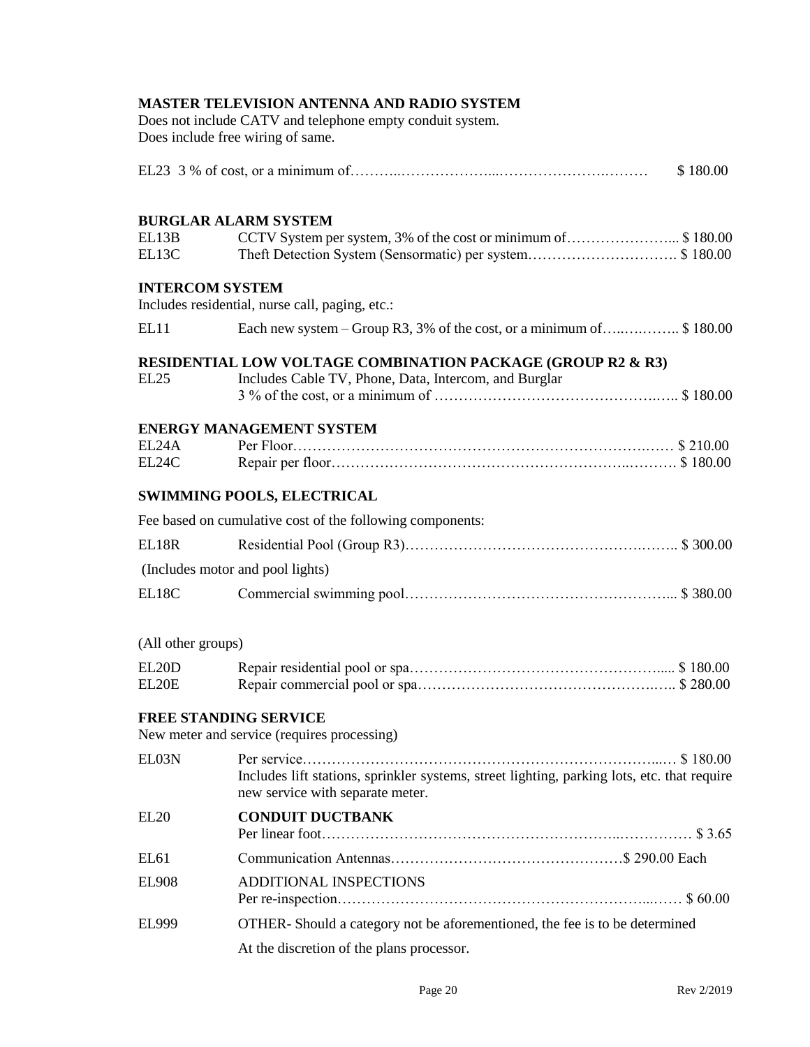**MASTER TELEVISION ANTENNA AND RADIO SYSTEM**

Does not include CATV and telephone empty conduit system.
Does include free wiring of same.

EL23 3 % of cost, or a minimum of……………………………………………………… $ 180.00

**BURGLAR ALARM SYSTEM**

| | | |
|---|---|---|
| EL13B | CCTV System per system, 3% of the cost or minimum of | $ 180.00 |
| EL13C | Theft Detection System (Sensormatic) per system | $ 180.00 |

**INTERCOM SYSTEM**

Includes residential, nurse call, paging, etc.:

| | | |
|---|---|---|
| EL11 | Each new system – Group R3, 3% of the cost, or a minimum of | $ 180.00 |

**RESIDENTIAL LOW VOLTAGE COMBINATION PACKAGE (GROUP R2 & R3)**

| | | |
|---|---|---|
| EL25 | Includes Cable TV, Phone, Data, Intercom, and Burglar 3 % of the cost, or a minimum of | $ 180.00 |

**ENERGY MANAGEMENT SYSTEM**

| | | |
|---|---|---|
| EL24A | Per Floor | $ 210.00 |
| EL24C | Repair per floor | $ 180.00 |

**SWIMMING POOLS, ELECTRICAL**

Fee based on cumulative cost of the following components:

| | | |
|---|---|---|
| EL18R | Residential Pool (Group R3) | $ 300.00 |

(Includes motor and pool lights)

| | | |
|---|---|---|
| EL18C | Commercial swimming pool | $ 380.00 |

(All other groups)

| | | |
|---|---|---|
| EL20D | Repair residential pool or spa | $ 180.00 |
| EL20E | Repair commercial pool or spa | $ 280.00 |

**FREE STANDING SERVICE**

New meter and service (requires processing)

| | | |
|---|---|---|
| EL03N | Per service<br>Includes lift stations, sprinkler systems, street lighting, parking lots, etc. that require new service with separate meter. | $ 180.00 |
| EL20 | **CONDUIT DUCTBANK**<br>Per linear foot | $ 3.65 |
| EL61 | Communication Antennas | $ 290.00 Each |
| EL908 | ADDITIONAL INSPECTIONS<br>Per re-inspection | $ 60.00 |
| EL999 | OTHER- Should a category not be aforementioned, the fee is to be determined At the discretion of the plans processor. | |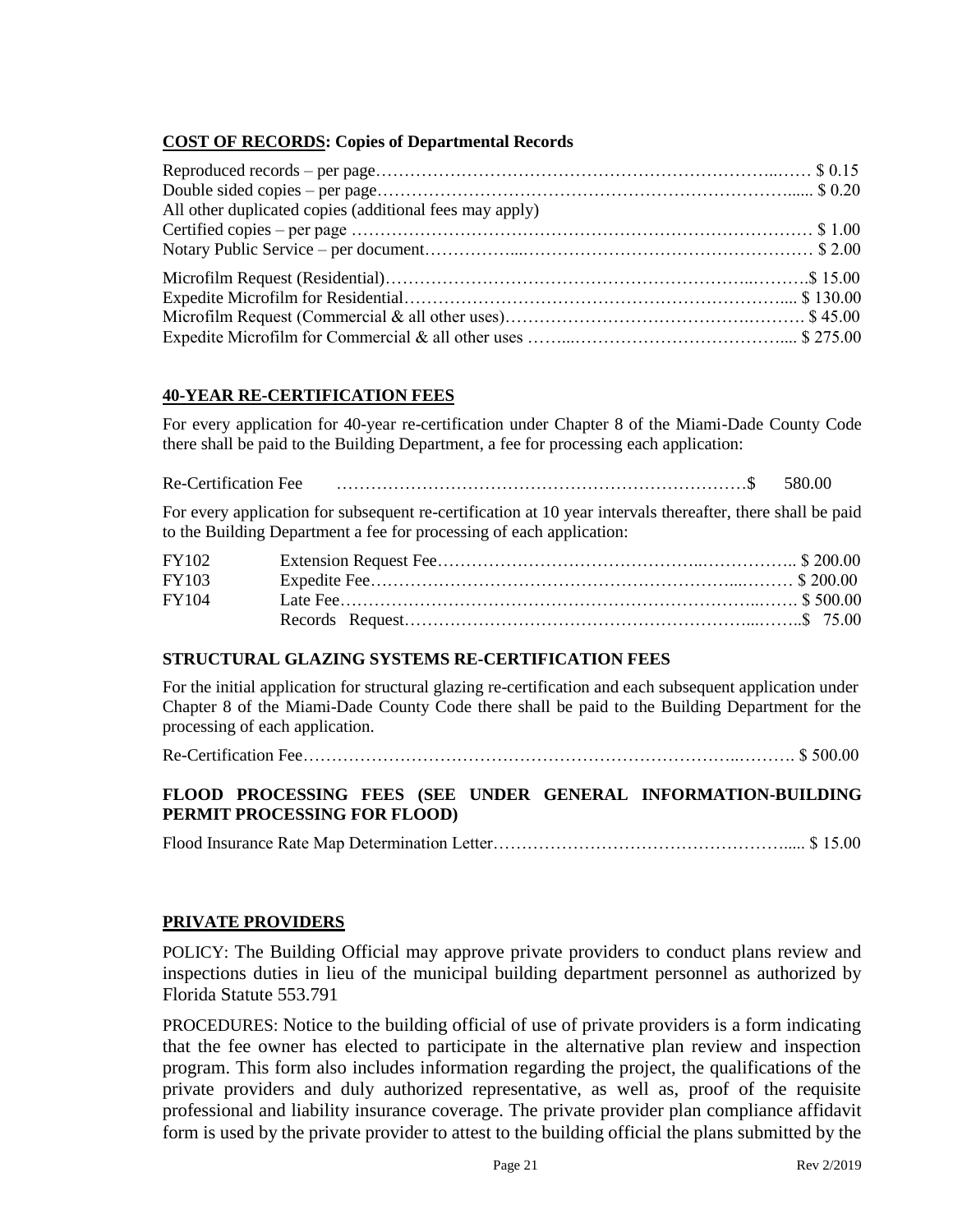**<u>COST OF RECORDS</u>: Copies of Departmental Records**

Reproduced records – per page……………………………………………………………..…… $ 0.15
Double sided copies – per page………………………………………………………………...... $ 0.20
All other duplicated copies (additional fees may apply)
Certified copies – per page ………………………………………………………………………… $ 1.00
Notary Public Service – per document……………...…………………………………………… $ 2.00

Microfilm Request (Residential)…………………………………………………………..……….$ 15.00
Expedite Microfilm for Residential……………………………………………………………..... $ 130.00
Microfilm Request (Commercial & all other uses)……………………………………….………. $ 45.00
Expedite Microfilm for Commercial & all other uses ……...……………………………….... $ 275.00

**<u>40-YEAR RE-CERTIFICATION FEES</u>**

For every application for 40-year re-certification under Chapter 8 of the Miami-Dade County Code there shall be paid to the Building Department, a fee for processing each application:

Re-Certification Fee ……………………………………………………………….$ 580.00

For every application for subsequent re-certification at 10 year intervals thereafter, there shall be paid to the Building Department a fee for processing of each application:

| | | |
|---|---|---|
| FY102 | Extension Request Fee…………………………………………..…………….. | $ 200.00 |
| FY103 | Expedite Fee…………………………………………………………...……… | $ 200.00 |
| FY104 | Late Fee………………………………………………………………..……… | $ 500.00 |
| | Records Request……………………………………………………...……..| $ 75.00 |

**STRUCTURAL GLAZING SYSTEMS RE-CERTIFICATION FEES**

For the initial application for structural glazing re-certification and each subsequent application under Chapter 8 of the Miami-Dade County Code there shall be paid to the Building Department for the processing of each application.

Re-Certification Fee………………………………………………………………….………. $ 500.00

**FLOOD PROCESSING FEES (SEE UNDER GENERAL INFORMATION-BUILDING PERMIT PROCESSING FOR FLOOD)**

Flood Insurance Rate Map Determination Letter……………………………………………..... $ 15.00

**<u>PRIVATE PROVIDERS</u>**

POLICY: The Building Official may approve private providers to conduct plans review and inspections duties in lieu of the municipal building department personnel as authorized by Florida Statute 553.791

PROCEDURES: Notice to the building official of use of private providers is a form indicating that the fee owner has elected to participate in the alternative plan review and inspection program. This form also includes information regarding the project, the qualifications of the private providers and duly authorized representative, as well as, proof of the requisite professional and liability insurance coverage. The private provider plan compliance affidavit form is used by the private provider to attest to the building official the plans submitted by the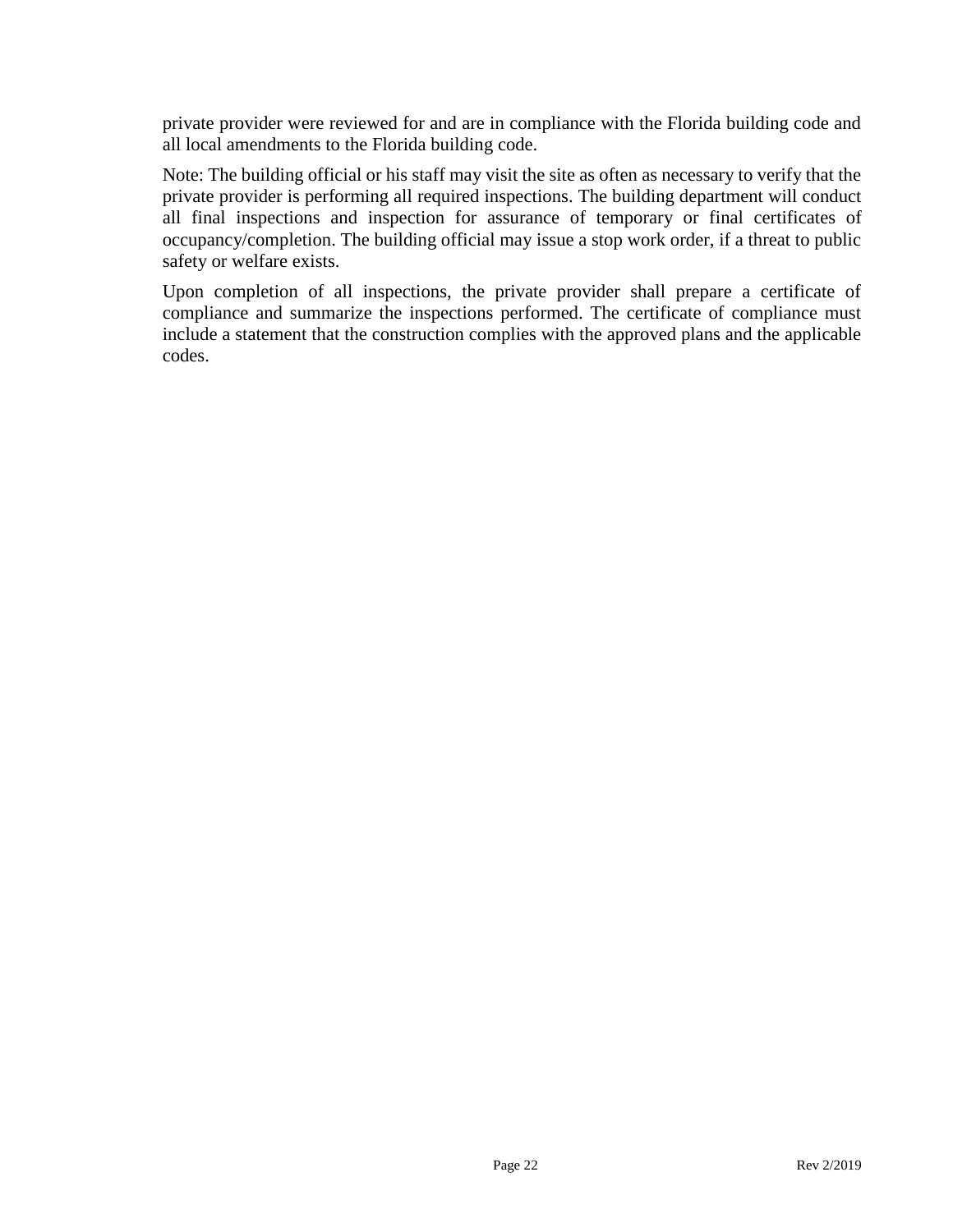private provider were reviewed for and are in compliance with the Florida building code and all local amendments to the Florida building code.

Note: The building official or his staff may visit the site as often as necessary to verify that the private provider is performing all required inspections. The building department will conduct all final inspections and inspection for assurance of temporary or final certificates of occupancy/completion. The building official may issue a stop work order, if a threat to public safety or welfare exists.

Upon completion of all inspections, the private provider shall prepare a certificate of compliance and summarize the inspections performed. The certificate of compliance must include a statement that the construction complies with the approved plans and the applicable codes.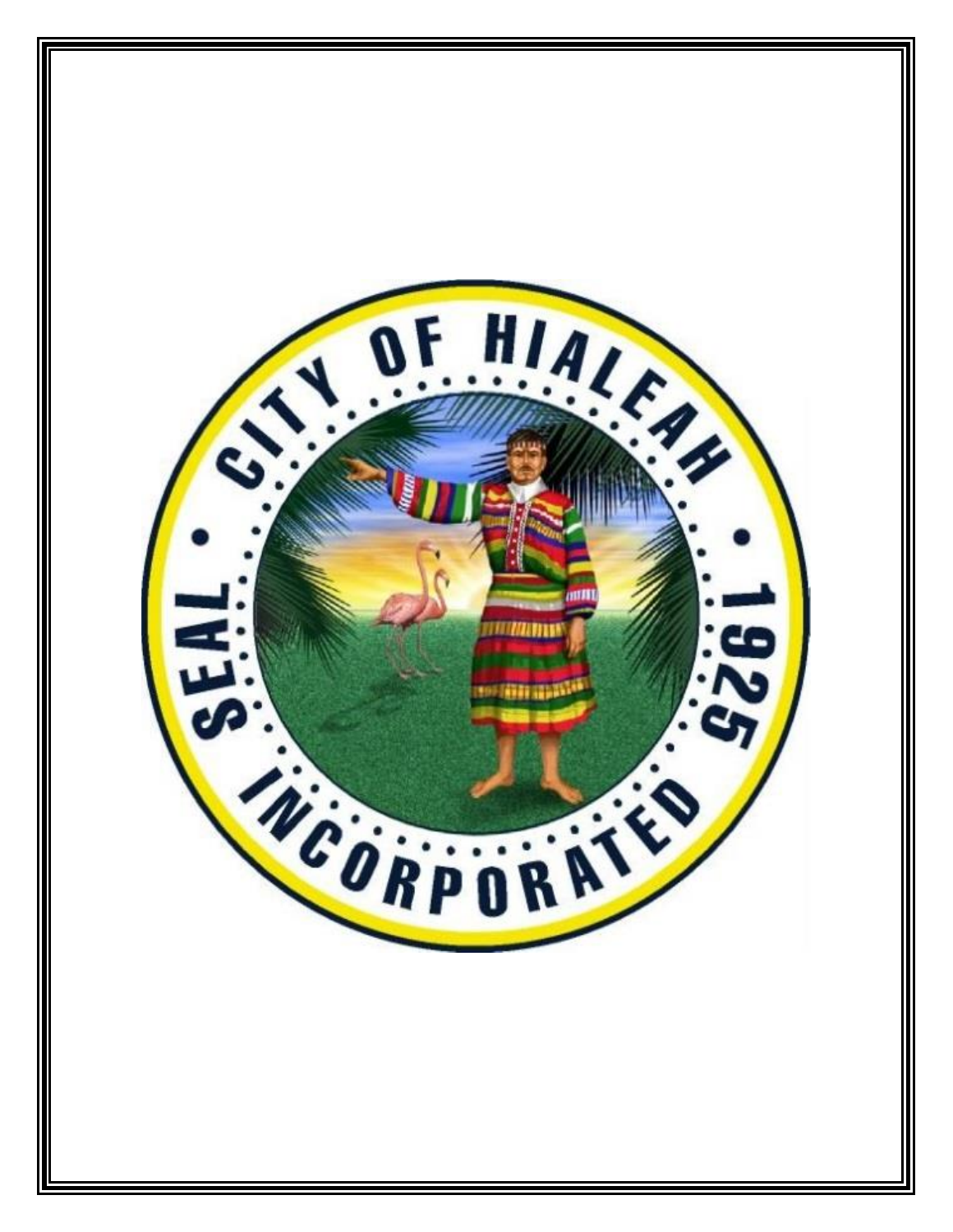SEAL • CITY OF HIALEAH • 1925

INCORPORATED